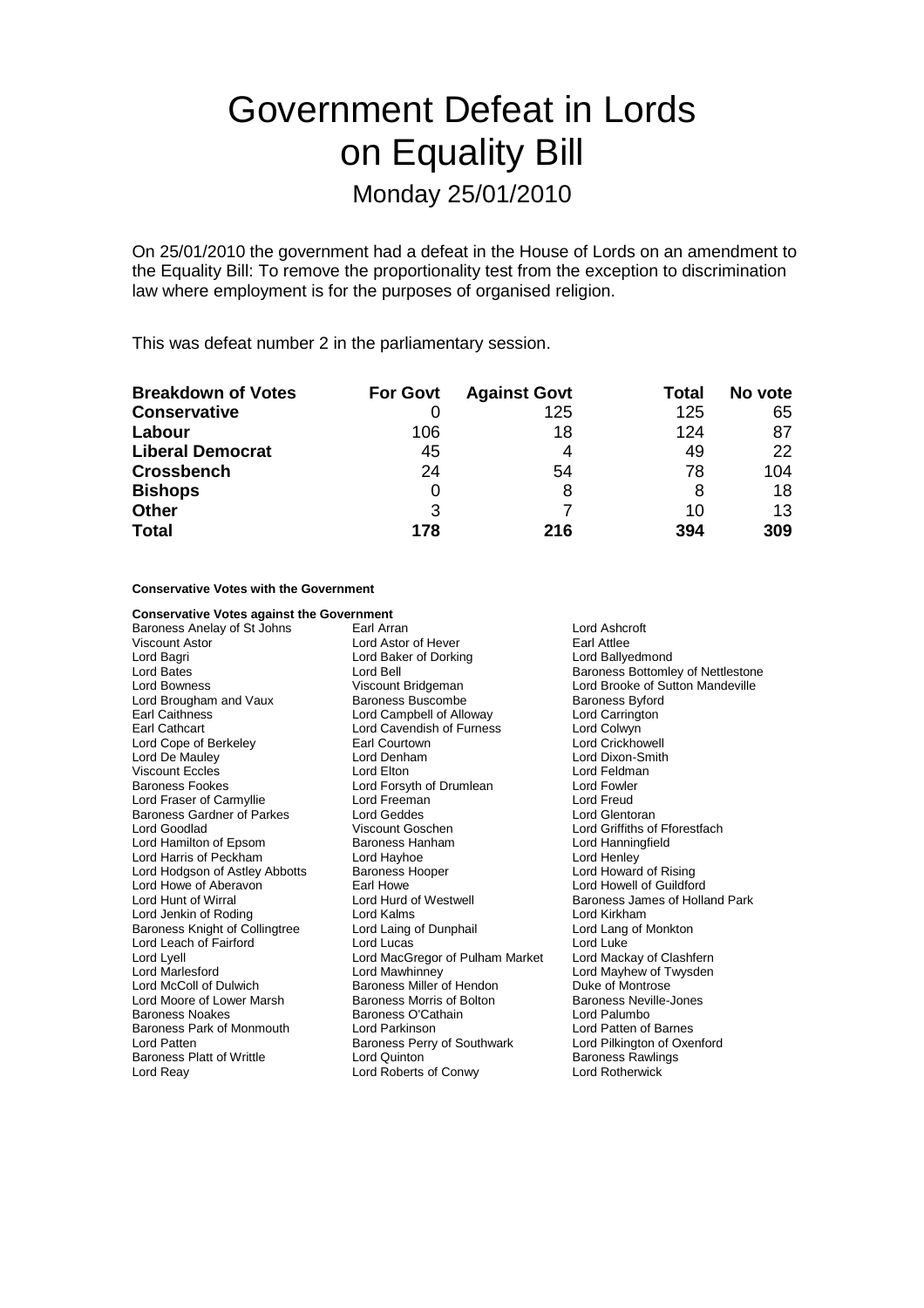# Government Defeat in Lords on Equality Bill

## Monday 25/01/2010

On 25/01/2010 the government had a defeat in the House of Lords on an amendment to the Equality Bill: To remove the proportionality test from the exception to discrimination law where employment is for the purposes of organised religion.

This was defeat number 2 in the parliamentary session.

| Breakdown of Votes | For Govt | Against Govt | Total | No vote |
|---|---|---|---|---|
| **Conservative** | 0 | 125 | 125 | 65 |
| **Labour** | 106 | 18 | 124 | 87 |
| **Liberal Democrat** | 45 | 4 | 49 | 22 |
| **Crossbench** | 24 | 54 | 78 | 104 |
| **Bishops** | 0 | 8 | 8 | 18 |
| **Other** | 3 | 7 | 10 | 13 |
| **Total** | **178** | **216** | **394** | **309** |

**Conservative Votes with the Government**

**Conservative Votes against the Government**

Baroness Anelay of St Johns
Earl Arran
Lord Ashcroft
Viscount Astor
Lord Astor of Hever
Earl Attlee
Lord Bagri
Lord Baker of Dorking
Lord Ballyedmond
Lord Bates
Lord Bell
Baroness Bottomley of Nettlestone
Lord Bowness
Viscount Bridgeman
Lord Brooke of Sutton Mandeville
Lord Brougham and Vaux
Baroness Buscombe
Baroness Byford
Earl Caithness
Lord Campbell of Alloway
Lord Carrington
Earl Cathcart
Lord Cavendish of Furness
Lord Colwyn
Lord Cope of Berkeley
Earl Courtown
Lord Crickhowell
Lord De Mauley
Lord Denham
Lord Dixon-Smith
Viscount Eccles
Lord Elton
Lord Feldman
Baroness Fookes
Lord Forsyth of Drumlean
Lord Fowler
Lord Fraser of Carmyllie
Lord Freeman
Lord Freud
Baroness Gardner of Parkes
Lord Geddes
Lord Glentoran
Lord Goodlad
Viscount Goschen
Lord Griffiths of Fforestfach
Lord Hamilton of Epsom
Baroness Hanham
Lord Hanningfield
Lord Harris of Peckham
Lord Hayhoe
Lord Henley
Lord Hodgson of Astley Abbotts
Baroness Hooper
Lord Howard of Rising
Lord Howe of Aberavon
Earl Howe
Lord Howell of Guildford
Lord Hunt of Wirral
Lord Hurd of Westwell
Baroness James of Holland Park
Lord Jenkin of Roding
Lord Kalms
Lord Kirkham
Baroness Knight of Collingtree
Lord Laing of Dunphail
Lord Lang of Monkton
Lord Leach of Fairford
Lord Lucas
Lord Luke
Lord Lyell
Lord MacGregor of Pulham Market
Lord Mackay of Clashfern
Lord Marlesford
Lord Mawhinney
Lord Mayhew of Twysden
Lord McColl of Dulwich
Baroness Miller of Hendon
Duke of Montrose
Lord Moore of Lower Marsh
Baroness Morris of Bolton
Baroness Neville-Jones
Baroness Noakes
Baroness O'Cathain
Lord Palumbo
Baroness Park of Monmouth
Lord Parkinson
Lord Patten of Barnes
Lord Patten
Baroness Perry of Southwark
Lord Pilkington of Oxenford
Baroness Platt of Writtle
Lord Quinton
Baroness Rawlings
Lord Reay
Lord Roberts of Conwy
Lord Rotherwick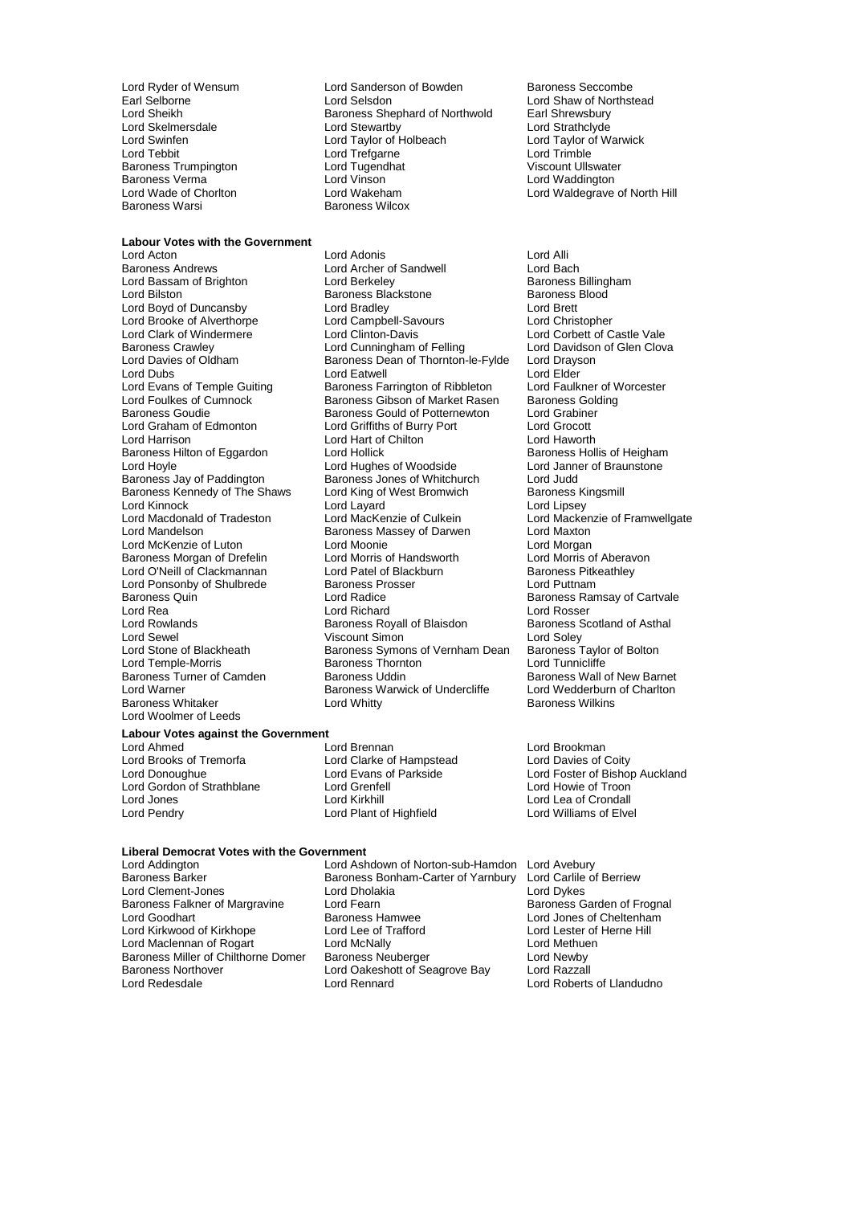Lord Ryder of Wensum
Lord Sanderson of Bowden
Baroness Seccombe
Earl Selborne
Lord Selsdon
Lord Shaw of Northstead
Lord Sheikh
Baroness Shephard of Northwold
Earl Shrewsbury
Lord Skelmersdale
Lord Stewartby
Lord Strathclyde
Lord Swinfen
Lord Taylor of Holbeach
Lord Taylor of Warwick
Lord Tebbit
Lord Trefgarne
Lord Trimble
Baroness Trumpington
Lord Tugendhat
Viscount Ullswater
Baroness Verma
Lord Vinson
Lord Waddington
Lord Wade of Chorlton
Lord Wakeham
Lord Waldegrave of North Hill
Baroness Warsi
Baroness Wilcox

**Labour Votes with the Government**

Lord Acton
Lord Adonis
Lord Alli
Baroness Andrews
Lord Archer of Sandwell
Lord Bach
Lord Bassam of Brighton
Lord Berkeley
Baroness Billingham
Lord Bilston
Baroness Blackstone
Baroness Blood
Lord Boyd of Duncansby
Lord Bradley
Lord Brett
Lord Brooke of Alverthorpe
Lord Campbell-Savours
Lord Christopher
Lord Clark of Windermere
Lord Clinton-Davis
Lord Corbett of Castle Vale
Baroness Crawley
Lord Cunningham of Felling
Lord Davidson of Glen Clova
Lord Davies of Oldham
Baroness Dean of Thornton-le-Fylde
Lord Drayson
Lord Dubs
Lord Eatwell
Lord Elder
Lord Evans of Temple Guiting
Baroness Farrington of Ribbleton
Lord Faulkner of Worcester
Lord Foulkes of Cumnock
Baroness Gibson of Market Rasen
Baroness Golding
Baroness Goudie
Baroness Gould of Potternewton
Lord Grabiner
Lord Graham of Edmonton
Lord Griffiths of Burry Port
Lord Grocott
Lord Harrison
Lord Hart of Chilton
Lord Haworth
Baroness Hilton of Eggardon
Lord Hollick
Baroness Hollis of Heigham
Lord Hoyle
Lord Hughes of Woodside
Lord Janner of Braunstone
Baroness Jay of Paddington
Baroness Jones of Whitchurch
Lord Judd
Baroness Kennedy of The Shaws
Lord King of West Bromwich
Baroness Kingsmill
Lord Kinnock
Lord Layard
Lord Lipsey
Lord Macdonald of Tradeston
Lord MacKenzie of Culkein
Lord Mackenzie of Framwellgate
Lord Mandelson
Baroness Massey of Darwen
Lord Maxton
Lord McKenzie of Luton
Lord Moonie
Lord Morgan
Baroness Morgan of Drefelin
Lord Morris of Handsworth
Lord Morris of Aberavon
Lord O'Neill of Clackmannan
Lord Patel of Blackburn
Baroness Pitkeathley
Lord Ponsonby of Shulbrede
Baroness Prosser
Lord Puttnam
Baroness Quin
Lord Radice
Baroness Ramsay of Cartvale
Lord Rea
Lord Richard
Lord Rosser
Lord Rowlands
Baroness Royall of Blaisdon
Baroness Scotland of Asthal
Lord Sewel
Viscount Simon
Lord Soley
Lord Stone of Blackheath
Baroness Symons of Vernham Dean
Baroness Taylor of Bolton
Lord Temple-Morris
Baroness Thornton
Lord Tunnicliffe
Baroness Turner of Camden
Baroness Uddin
Baroness Wall of New Barnet
Lord Warner
Baroness Warwick of Undercliffe
Lord Wedderburn of Charlton
Baroness Whitaker
Lord Whitty
Baroness Wilkins
Lord Woolmer of Leeds

**Labour Votes against the Government**

Lord Ahmed
Lord Brennan
Lord Brookman
Lord Brooks of Tremorfa
Lord Clarke of Hampstead
Lord Davies of Coity
Lord Donoughue
Lord Evans of Parkside
Lord Foster of Bishop Auckland
Lord Gordon of Strathblane
Lord Grenfell
Lord Howie of Troon
Lord Jones
Lord Kirkhill
Lord Lea of Crondall
Lord Pendry
Lord Plant of Highfield
Lord Williams of Elvel

**Liberal Democrat Votes with the Government**

Lord Addington
Lord Ashdown of Norton-sub-Hamdon
Lord Avebury
Baroness Barker
Baroness Bonham-Carter of Yarnbury
Lord Carlile of Berriew
Lord Clement-Jones
Lord Dholakia
Lord Dykes
Baroness Falkner of Margravine
Lord Fearn
Baroness Garden of Frognal
Lord Goodhart
Baroness Hamwee
Lord Jones of Cheltenham
Lord Kirkwood of Kirkhope
Lord Lee of Trafford
Lord Lester of Herne Hill
Lord Maclennan of Rogart
Lord McNally
Lord Methuen
Baroness Miller of Chilthorne Domer
Baroness Neuberger
Lord Newby
Baroness Northover
Lord Oakeshott of Seagrove Bay
Lord Razzall
Lord Redesdale
Lord Rennard
Lord Roberts of Llandudno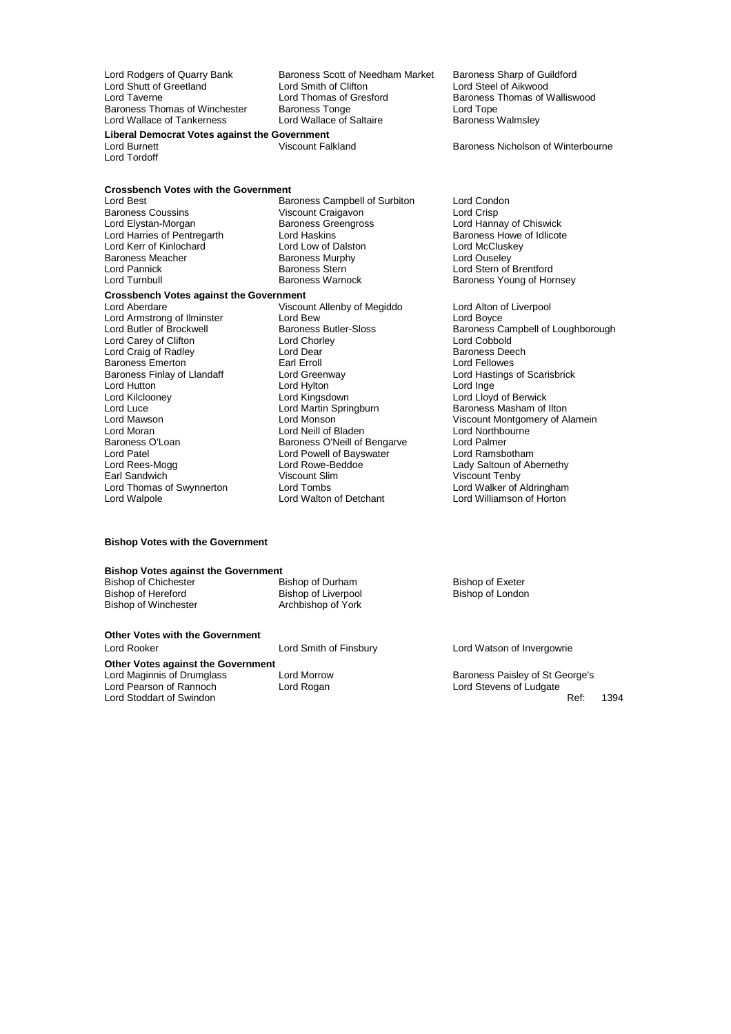| | | |
|---|---|---|
| Lord Rodgers of Quarry Bank | Baroness Scott of Needham Market | Baroness Sharp of Guildford |
| Lord Shutt of Greetland | Lord Smith of Clifton | Lord Steel of Aikwood |
| Lord Taverne | Lord Thomas of Gresford | Baroness Thomas of Walliswood |
| Baroness Thomas of Winchester | Baroness Tonge | Lord Tope |
| Lord Wallace of Tankerness | Lord Wallace of Saltaire | Baroness Walmsley |

**Liberal Democrat Votes against the Government**

| | | |
|---|---|---|
| Lord Burnett | Viscount Falkland | Baroness Nicholson of Winterbourne |
| Lord Tordoff | | |

**Crossbench Votes with the Government**

| | | |
|---|---|---|
| Lord Best | Baroness Campbell of Surbiton | Lord Condon |
| Baroness Coussins | Viscount Craigavon | Lord Crisp |
| Lord Elystan-Morgan | Baroness Greengross | Lord Hannay of Chiswick |
| Lord Harries of Pentregarth | Lord Haskins | Baroness Howe of Idlicote |
| Lord Kerr of Kinlochard | Lord Low of Dalston | Lord McCluskey |
| Baroness Meacher | Baroness Murphy | Lord Ouseley |
| Lord Pannick | Baroness Stern | Lord Stern of Brentford |
| Lord Turnbull | Baroness Warnock | Baroness Young of Hornsey |

**Crossbench Votes against the Government**

| | | |
|---|---|---|
| Lord Aberdare | Viscount Allenby of Megiddo | Lord Alton of Liverpool |
| Lord Armstrong of Ilminster | Lord Bew | Lord Boyce |
| Lord Butler of Brockwell | Baroness Butler-Sloss | Baroness Campbell of Loughborough |
| Lord Carey of Clifton | Lord Chorley | Lord Cobbold |
| Lord Craig of Radley | Lord Dear | Baroness Deech |
| Baroness Emerton | Earl Erroll | Lord Fellowes |
| Baroness Finlay of Llandaff | Lord Greenway | Lord Hastings of Scarisbrick |
| Lord Hutton | Lord Hylton | Lord Inge |
| Lord Kilclooney | Lord Kingsdown | Lord Lloyd of Berwick |
| Lord Luce | Lord Martin Springburn | Baroness Masham of Ilton |
| Lord Mawson | Lord Monson | Viscount Montgomery of Alamein |
| Lord Moran | Lord Neill of Bladen | Lord Northbourne |
| Baroness O'Loan | Baroness O'Neill of Bengarve | Lord Palmer |
| Lord Patel | Lord Powell of Bayswater | Lord Ramsbotham |
| Lord Rees-Mogg | Lord Rowe-Beddoe | Lady Saltoun of Abernethy |
| Earl Sandwich | Viscount Slim | Viscount Tenby |
| Lord Thomas of Swynnerton | Lord Tombs | Lord Walker of Aldringham |
| Lord Walpole | Lord Walton of Detchant | Lord Williamson of Horton |

**Bishop Votes with the Government**

**Bishop Votes against the Government**

| | | |
|---|---|---|
| Bishop of Chichester | Bishop of Durham | Bishop of Exeter |
| Bishop of Hereford | Bishop of Liverpool | Bishop of London |
| Bishop of Winchester | Archbishop of York | |

**Other Votes with the Government**

| | | |
|---|---|---|
| Lord Rooker | Lord Smith of Finsbury | Lord Watson of Invergowrie |

**Other Votes against the Government**

| | | |
|---|---|---|
| Lord Maginnis of Drumglass | Lord Morrow | Baroness Paisley of St George's |
| Lord Pearson of Rannoch | Lord Rogan | Lord Stevens of Ludgate |
| Lord Stoddart of Swindon | | |

Ref: 1394